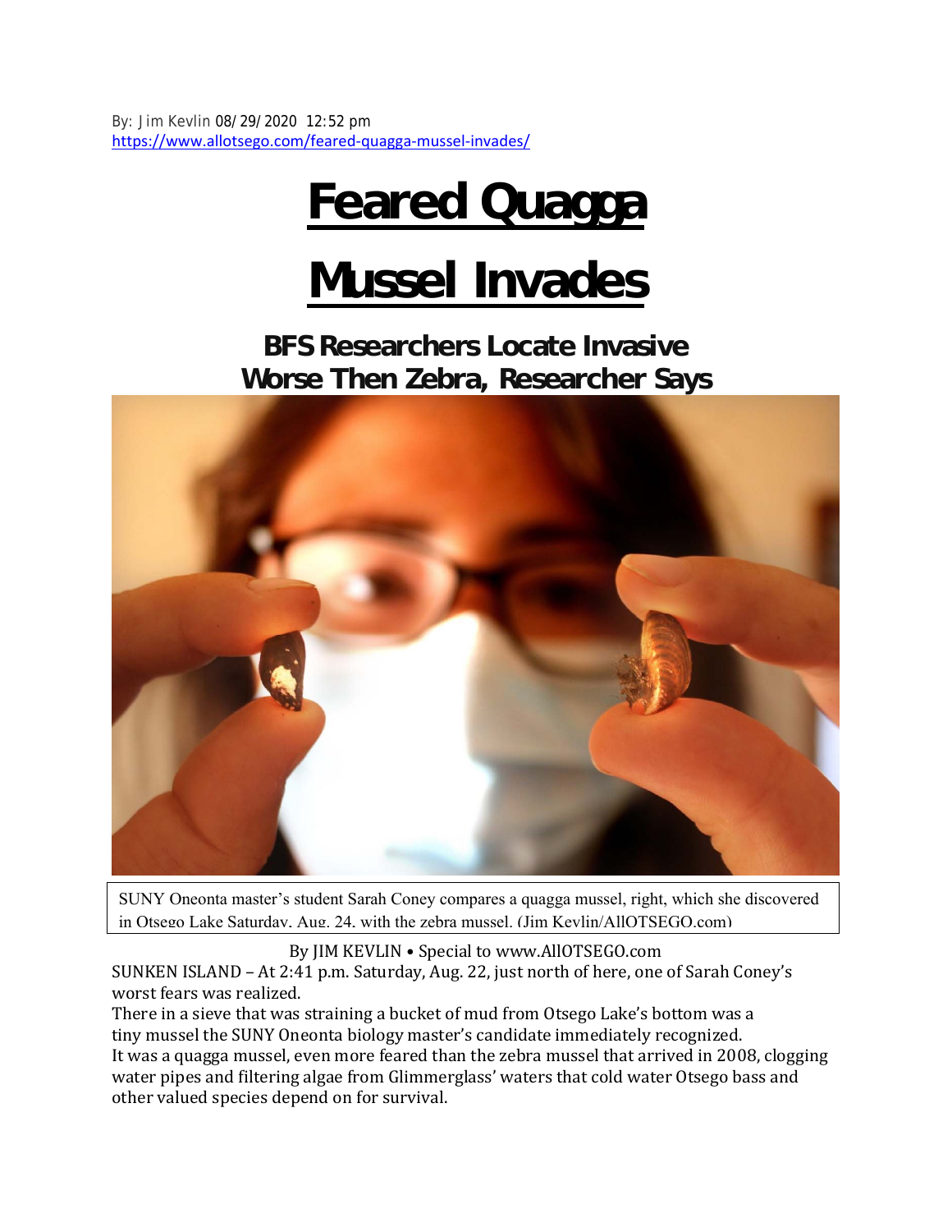By: Jim Kevlin 08/29/2020 12:52 pm
https://www.allotsego.com/feared-quagga-mussel-invades/

# Feared Quagga Mussel Invades

## BFS Researchers Locate Invasive Worse Then Zebra, Researcher Says

SUNY Oneonta master's student Sarah Coney compares a quagga mussel, right, which she discovered in Otsego Lake Saturday, Aug. 24, with the zebra mussel. (Jim Kevlin/AllOTSEGO.com)

By JIM KEVLIN • Special to www.AllOTSEGO.com

SUNKEN ISLAND – At 2:41 p.m. Saturday, Aug. 22, just north of here, one of Sarah Coney's worst fears was realized.

There in a sieve that was straining a bucket of mud from Otsego Lake's bottom was a tiny mussel the SUNY Oneonta biology master's candidate immediately recognized.

It was a quagga mussel, even more feared than the zebra mussel that arrived in 2008, clogging water pipes and filtering algae from Glimmerglass' waters that cold water Otsego bass and other valued species depend on for survival.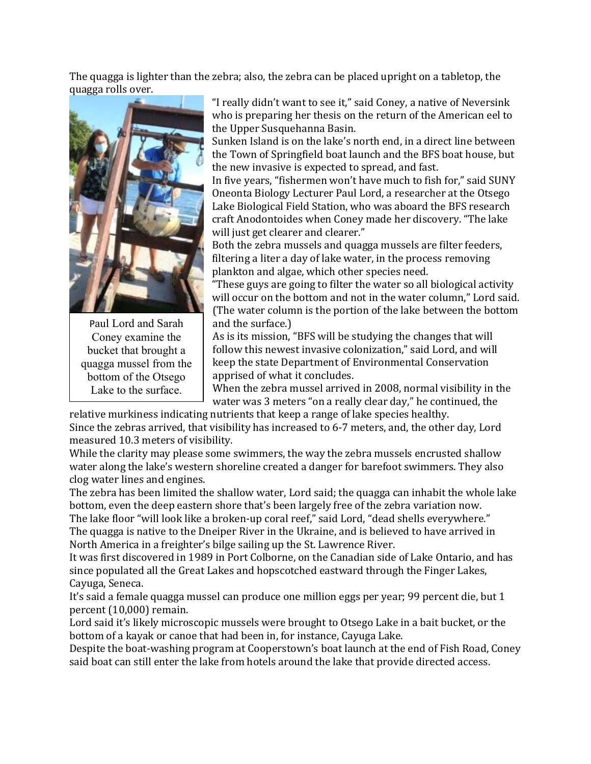The quagga is lighter than the zebra; also, the zebra can be placed upright on a tabletop, the quagga rolls over.

Paul Lord and Sarah Coney examine the bucket that brought a quagga mussel from the bottom of the Otsego Lake to the surface.

"I really didn't want to see it," said Coney, a native of Neversink who is preparing her thesis on the return of the American eel to the Upper Susquehanna Basin.

Sunken Island is on the lake's north end, in a direct line between the Town of Springfield boat launch and the BFS boat house, but the new invasive is expected to spread, and fast.

In five years, "fishermen won't have much to fish for," said SUNY Oneonta Biology Lecturer Paul Lord, a researcher at the Otsego Lake Biological Field Station, who was aboard the BFS research craft Anodontoides when Coney made her discovery. "The lake will just get clearer and clearer."

Both the zebra mussels and quagga mussels are filter feeders, filtering a liter a day of lake water, in the process removing plankton and algae, which other species need.

"These guys are going to filter the water so all biological activity will occur on the bottom and not in the water column," Lord said. (The water column is the portion of the lake between the bottom and the surface.)

As is its mission, "BFS will be studying the changes that will follow this newest invasive colonization," said Lord, and will keep the state Department of Environmental Conservation apprised of what it concludes.

When the zebra mussel arrived in 2008, normal visibility in the water was 3 meters "on a really clear day," he continued, the relative murkiness indicating nutrients that keep a range of lake species healthy.

Since the zebras arrived, that visibility has increased to 6-7 meters, and, the other day, Lord measured 10.3 meters of visibility.

While the clarity may please some swimmers, the way the zebra mussels encrusted shallow water along the lake's western shoreline created a danger for barefoot swimmers. They also clog water lines and engines.

The zebra has been limited the shallow water, Lord said; the quagga can inhabit the whole lake bottom, even the deep eastern shore that's been largely free of the zebra variation now.

The lake floor "will look like a broken-up coral reef," said Lord, "dead shells everywhere."

The quagga is native to the Dneiper River in the Ukraine, and is believed to have arrived in North America in a freighter's bilge sailing up the St. Lawrence River.

It was first discovered in 1989 in Port Colborne, on the Canadian side of Lake Ontario, and has since populated all the Great Lakes and hopscotched eastward through the Finger Lakes, Cayuga, Seneca.

It's said a female quagga mussel can produce one million eggs per year; 99 percent die, but 1 percent (10,000) remain.

Lord said it's likely microscopic mussels were brought to Otsego Lake in a bait bucket, or the bottom of a kayak or canoe that had been in, for instance, Cayuga Lake.

Despite the boat-washing program at Cooperstown's boat launch at the end of Fish Road, Coney said boat can still enter the lake from hotels around the lake that provide directed access.